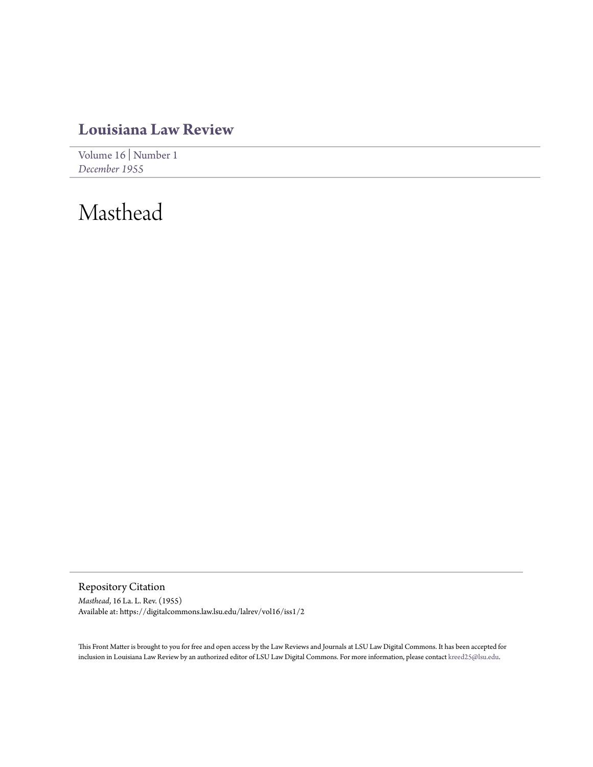# Louisiana Law Review

Volume 16 | Number 1
*December 1955*

# Masthead

## Repository Citation

*Masthead*, 16 La. L. Rev. (1955)
Available at: https://digitalcommons.law.lsu.edu/lalrev/vol16/iss1/2

This Front Matter is brought to you for free and open access by the Law Reviews and Journals at LSU Law Digital Commons. It has been accepted for inclusion in Louisiana Law Review by an authorized editor of LSU Law Digital Commons. For more information, please contact kreed25@lsu.edu.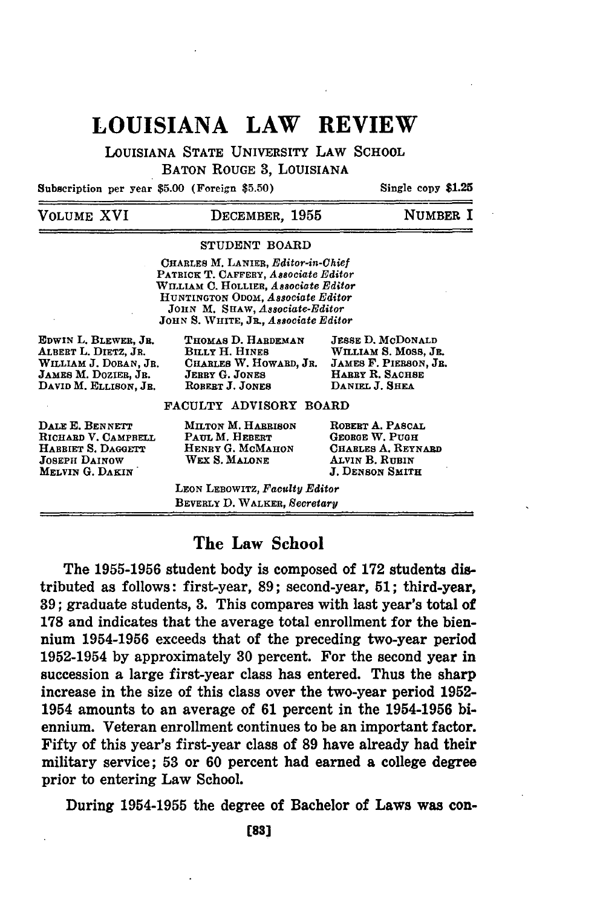# LOUISIANA LAW REVIEW

LOUISIANA STATE UNIVERSITY LAW SCHOOL
BATON ROUGE 3, LOUISIANA

Subscription per year $5.00 (Foreign $5.50) Single copy $1.25

VOLUME XVI DECEMBER, 1955 NUMBER I

STUDENT BOARD

CHARLES M. LANIER, *Editor-in-Chief*
PATRICK T. CAFFERY, *Associate Editor*
WILLIAM C. HOLLIER, *Associate Editor*
HUNTINGTON ODOM, *Associate Editor*
JOHN M. SHAW, *Associate-Editor*
JOHN S. WHITE, JR., *Associate Editor*

| | | |
|---|---|---|
| EDWIN L. BLEWER, JR. | THOMAS D. HARDEMAN | JESSE D. MCDONALD |
| ALBERT L. DIETZ, JR. | BILLY H. HINES | WILLIAM S. MOSS, JR. |
| WILLIAM J. DORAN, JR. | CHARLES W. HOWARD, JR. | JAMES F. PIERSON, JR. |
| JAMES M. DOZIER, JR. | JERRY G. JONES | HARRY R. SACHSE |
| DAVID M. ELLISON, JR. | ROBERT J. JONES | DANIEL J. SHEA |

FACULTY ADVISORY BOARD

| | | |
|---|---|---|
| DALE E. BENNETT | MILTON M. HARRISON | ROBERT A. PASCAL |
| RICHARD V. CAMPBELL | PAUL M. HEBERT | GEORGE W. PUGH |
| HARRIET S. DAGGETT | HENRY G. MCMAHON | CHARLES A. REYNARD |
| JOSEPH DAINOW | WEX S. MALONE | ALVIN B. RUBIN |
| MELVIN G. DAKIN | | J. DENSON SMITH |

LEON LEBOWITZ, *Faculty Editor*
BEVERLY D. WALKER, *Secretary*

## The Law School

The 1955-1956 student body is composed of 172 students distributed as follows: first-year, 89; second-year, 51; third-year, 39; graduate students, 3. This compares with last year's total of 178 and indicates that the average total enrollment for the biennium 1954-1956 exceeds that of the preceding two-year period 1952-1954 by approximately 30 percent. For the second year in succession a large first-year class has entered. Thus the sharp increase in the size of this class over the two-year period 1952-1954 amounts to an average of 61 percent in the 1954-1956 biennium. Veteran enrollment continues to be an important factor. Fifty of this year's first-year class of 89 have already had their military service; 53 or 60 percent had earned a college degree prior to entering Law School.

During 1954-1955 the degree of Bachelor of Laws was con-